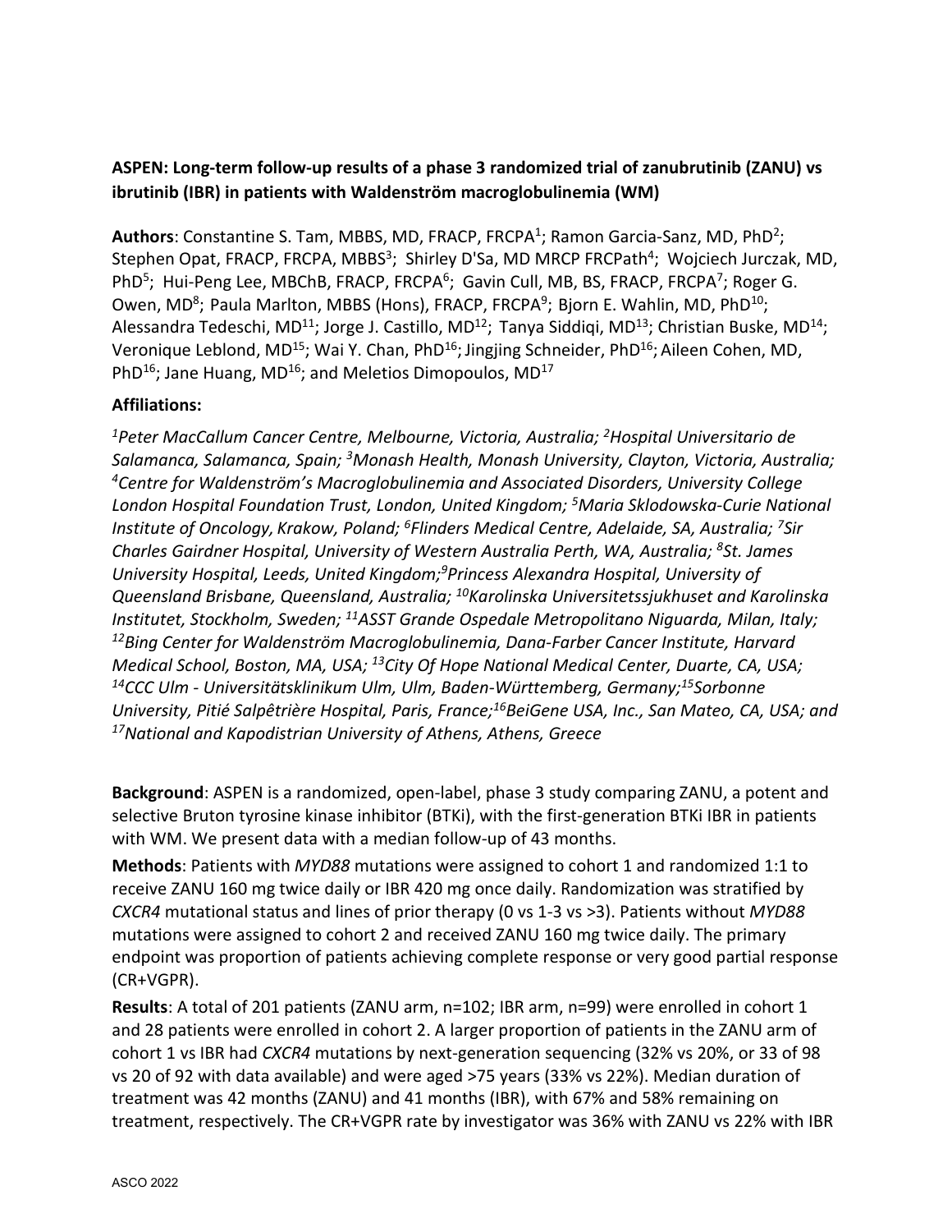**ASPEN: Long-term follow-up results of a phase 3 randomized trial of zanubrutinib (ZANU) vs ibrutinib (IBR) in patients with Waldenström macroglobulinemia (WM)**

**Authors**: Constantine S. Tam, MBBS, MD, FRACP, FRCPA[1]; Ramon Garcia-Sanz, MD, PhD[2]; Stephen Opat, FRACP, FRCPA, MBBS[3]; Shirley D'Sa, MD MRCP FRCPath[4]; Wojciech Jurczak, MD, PhD[5]; Hui-Peng Lee, MBChB, FRACP, FRCPA[6]; Gavin Cull, MB, BS, FRACP, FRCPA[7]; Roger G. Owen, MD[8]; Paula Marlton, MBBS (Hons), FRACP, FRCPA[9]; Bjorn E. Wahlin, MD, PhD[10]; Alessandra Tedeschi, MD[11]; Jorge J. Castillo, MD[12]; Tanya Siddiqi, MD[13]; Christian Buske, MD[14]; Veronique Leblond, MD[15]; Wai Y. Chan, PhD[16]; Jingjing Schneider, PhD[16]; Aileen Cohen, MD, PhD[16]; Jane Huang, MD[16]; and Meletios Dimopoulos, MD[17]

**Affiliations:**

*[1]Peter MacCallum Cancer Centre, Melbourne, Victoria, Australia; [2]Hospital Universitario de Salamanca, Salamanca, Spain; [3]Monash Health, Monash University, Clayton, Victoria, Australia; [4]Centre for Waldenström's Macroglobulinemia and Associated Disorders, University College London Hospital Foundation Trust, London, United Kingdom; [5]Maria Sklodowska-Curie National Institute of Oncology, Krakow, Poland; [6]Flinders Medical Centre, Adelaide, SA, Australia; [7]Sir Charles Gairdner Hospital, University of Western Australia Perth, WA, Australia; [8]St. James University Hospital, Leeds, United Kingdom;[9]Princess Alexandra Hospital, University of Queensland Brisbane, Queensland, Australia; [10]Karolinska Universitetssjukhuset and Karolinska Institutet, Stockholm, Sweden; [11]ASST Grande Ospedale Metropolitano Niguarda, Milan, Italy; [12]Bing Center for Waldenström Macroglobulinemia, Dana-Farber Cancer Institute, Harvard Medical School, Boston, MA, USA; [13]City Of Hope National Medical Center, Duarte, CA, USA; [14]CCC Ulm - Universitätsklinikum Ulm, Ulm, Baden-Württemberg, Germany;[15]Sorbonne University, Pitié Salpêtrière Hospital, Paris, France;[16]BeiGene USA, Inc., San Mateo, CA, USA; and [17]National and Kapodistrian University of Athens, Athens, Greece*

**Background**: ASPEN is a randomized, open-label, phase 3 study comparing ZANU, a potent and selective Bruton tyrosine kinase inhibitor (BTKi), with the first-generation BTKi IBR in patients with WM. We present data with a median follow-up of 43 months.

**Methods**: Patients with *MYD88* mutations were assigned to cohort 1 and randomized 1:1 to receive ZANU 160 mg twice daily or IBR 420 mg once daily. Randomization was stratified by *CXCR4* mutational status and lines of prior therapy (0 vs 1-3 vs >3). Patients without *MYD88* mutations were assigned to cohort 2 and received ZANU 160 mg twice daily. The primary endpoint was proportion of patients achieving complete response or very good partial response (CR+VGPR).

**Results**: A total of 201 patients (ZANU arm, n=102; IBR arm, n=99) were enrolled in cohort 1 and 28 patients were enrolled in cohort 2. A larger proportion of patients in the ZANU arm of cohort 1 vs IBR had *CXCR4* mutations by next-generation sequencing (32% vs 20%, or 33 of 98 vs 20 of 92 with data available) and were aged >75 years (33% vs 22%). Median duration of treatment was 42 months (ZANU) and 41 months (IBR), with 67% and 58% remaining on treatment, respectively. The CR+VGPR rate by investigator was 36% with ZANU vs 22% with IBR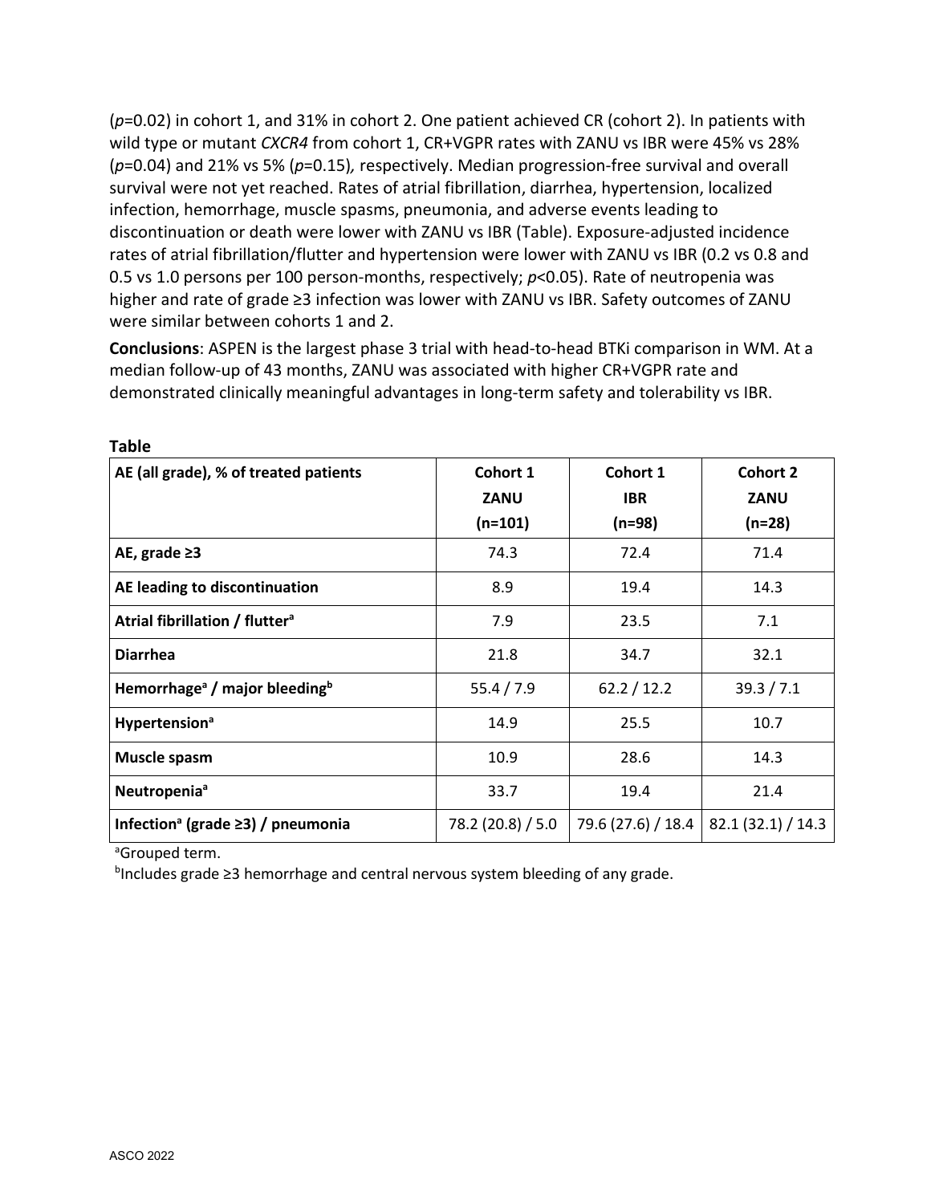($p$=0.02) in cohort 1, and 31% in cohort 2. One patient achieved CR (cohort 2). In patients with wild type or mutant *CXCR4* from cohort 1, CR+VGPR rates with ZANU vs IBR were 45% vs 28% ($p$=0.04) and 21% vs 5% ($p$=0.15)*,* respectively. Median progression-free survival and overall survival were not yet reached. Rates of atrial fibrillation, diarrhea, hypertension, localized infection, hemorrhage, muscle spasms, pneumonia, and adverse events leading to discontinuation or death were lower with ZANU vs IBR (Table). Exposure-adjusted incidence rates of atrial fibrillation/flutter and hypertension were lower with ZANU vs IBR (0.2 vs 0.8 and 0.5 vs 1.0 persons per 100 person-months, respectively; $p$<0.05). Rate of neutropenia was higher and rate of grade ≥3 infection was lower with ZANU vs IBR. Safety outcomes of ZANU were similar between cohorts 1 and 2.

**Conclusions**: ASPEN is the largest phase 3 trial with head-to-head BTKi comparison in WM. At a median follow-up of 43 months, ZANU was associated with higher CR+VGPR rate and demonstrated clinically meaningful advantages in long-term safety and tolerability vs IBR.

**Table**

| AE (all grade), % of treated patients | Cohort 1 ZANU (n=101) | Cohort 1 IBR (n=98) | Cohort 2 ZANU (n=28) |
|---|---|---|---|
| **AE, grade ≥3** | 74.3 | 72.4 | 71.4 |
| **AE leading to discontinuation** | 8.9 | 19.4 | 14.3 |
| **Atrial fibrillation / flutter[a]** | 7.9 | 23.5 | 7.1 |
| **Diarrhea** | 21.8 | 34.7 | 32.1 |
| **Hemorrhage[a] / major bleeding[b]** | 55.4 / 7.9 | 62.2 / 12.2 | 39.3 / 7.1 |
| **Hypertension[a]** | 14.9 | 25.5 | 10.7 |
| **Muscle spasm** | 10.9 | 28.6 | 14.3 |
| **Neutropenia[a]** | 33.7 | 19.4 | 21.4 |
| **Infection[a] (grade ≥3) / pneumonia** | 78.2 (20.8) / 5.0 | 79.6 (27.6) / 18.4 | 82.1 (32.1) / 14.3 |

[a]Grouped term.

[b]Includes grade ≥3 hemorrhage and central nervous system bleeding of any grade.

ASCO 2022